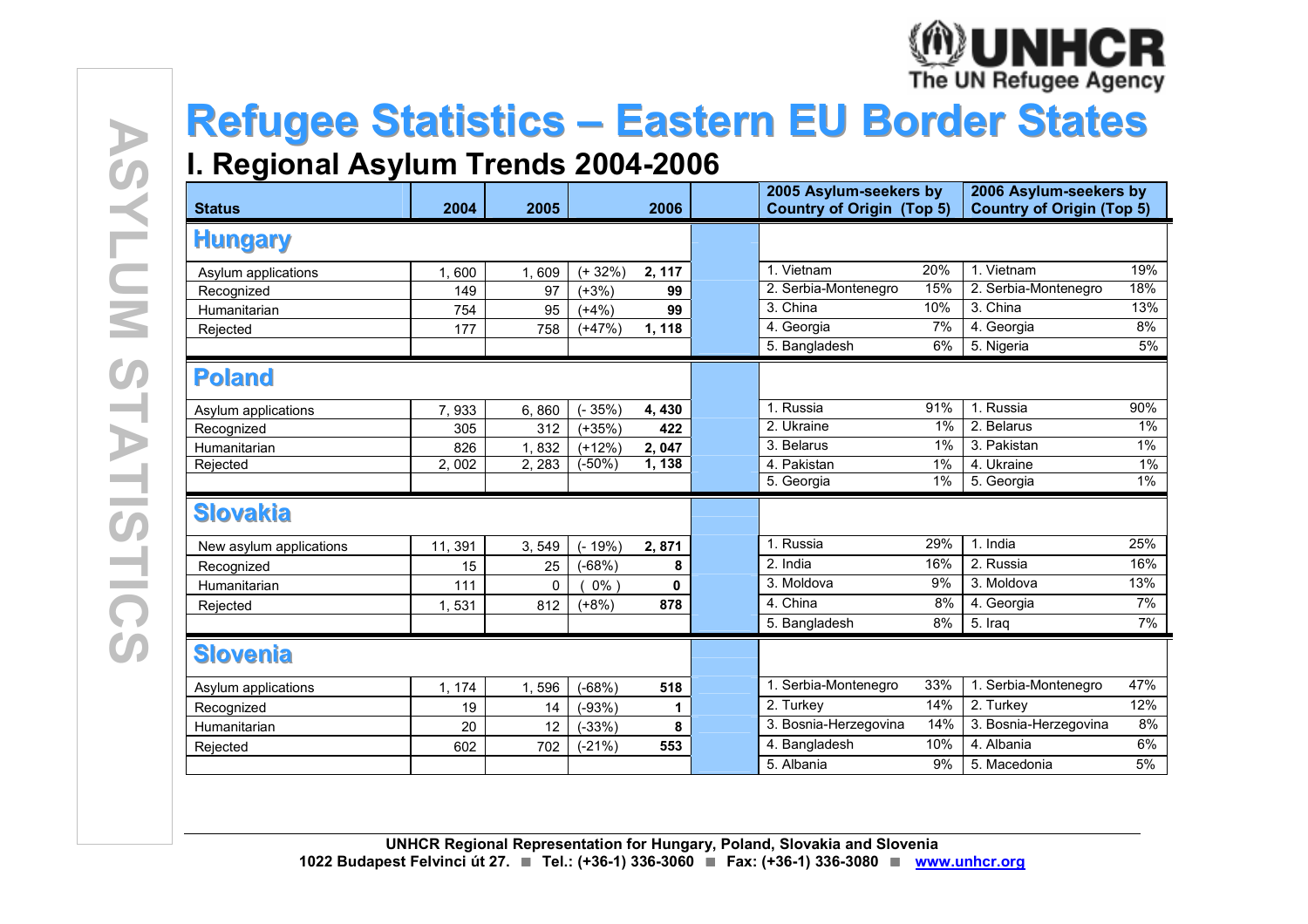ASYLUM STATISTICS

# Refugee Statistics – Eastern EU Border States

## I. Regional Asylum Trends 2004-2006

| Status | 2004 | 2005 | | 2006 | | 2005 Asylum-seekers by Country of Origin (Top 5) | | 2006 Asylum-seekers by Country of Origin (Top 5) | |
|---|---|---|---|---|---|---|---|---|---|
| **Hungary** | | | | | | | | | |
| Asylum applications | 1, 600 | 1, 609 | (+ 32%) | **2, 117** | | 1. Vietnam | 20% | 1. Vietnam | 19% |
| Recognized | 149 | 97 | (+3%) | **99** | | 2. Serbia-Montenegro | 15% | 2. Serbia-Montenegro | 18% |
| Humanitarian | 754 | 95 | (+4%) | **99** | | 3. China | 10% | 3. China | 13% |
| Rejected | 177 | 758 | (+47%) | **1, 118** | | 4. Georgia | 7% | 4. Georgia | 8% |
| | | | | | | 5. Bangladesh | 6% | 5. Nigeria | 5% |
| **Poland** | | | | | | | | | |
| Asylum applications | 7, 933 | 6, 860 | (- 35%) | **4, 430** | | 1. Russia | 91% | 1. Russia | 90% |
| Recognized | 305 | 312 | (+35%) | **422** | | 2. Ukraine | 1% | 2. Belarus | 1% |
| Humanitarian | 826 | 1, 832 | (+12%) | **2, 047** | | 3. Belarus | 1% | 3. Pakistan | 1% |
| Rejected | 2, 002 | 2, 283 | (-50%) | **1, 138** | | 4. Pakistan | 1% | 4. Ukraine | 1% |
| | | | | | | 5. Georgia | 1% | 5. Georgia | 1% |
| **Slovakia** | | | | | | | | | |
| New asylum applications | 11, 391 | 3, 549 | (- 19%) | **2, 871** | | 1. Russia | 29% | 1. India | 25% |
| Recognized | 15 | 25 | (-68%) | **8** | | 2. India | 16% | 2. Russia | 16% |
| Humanitarian | 111 | 0 | ( 0% ) | **0** | | 3. Moldova | 9% | 3. Moldova | 13% |
| Rejected | 1, 531 | 812 | (+8%) | **878** | | 4. China | 8% | 4. Georgia | 7% |
| | | | | | | 5. Bangladesh | 8% | 5. Iraq | 7% |
| **Slovenia** | | | | | | | | | |
| Asylum applications | 1, 174 | 1, 596 | (-68%) | **518** | | 1. Serbia-Montenegro | 33% | 1. Serbia-Montenegro | 47% |
| Recognized | 19 | 14 | (-93%) | **1** | | 2. Turkey | 14% | 2. Turkey | 12% |
| Humanitarian | 20 | 12 | (-33%) | **8** | | 3. Bosnia-Herzegovina | 14% | 3. Bosnia-Herzegovina | 8% |
| Rejected | 602 | 702 | (-21%) | **553** | | 4. Bangladesh | 10% | 4. Albania | 6% |
| | | | | | | 5. Albania | 9% | 5. Macedonia | 5% |

**UNHCR Regional Representation for Hungary, Poland, Slovakia and Slovenia**
**1022 Budapest Felvinci út 27. ■ Tel.: (+36-1) 336-3060 ■ Fax: (+36-1) 336-3080 ■ www.unhcr.org**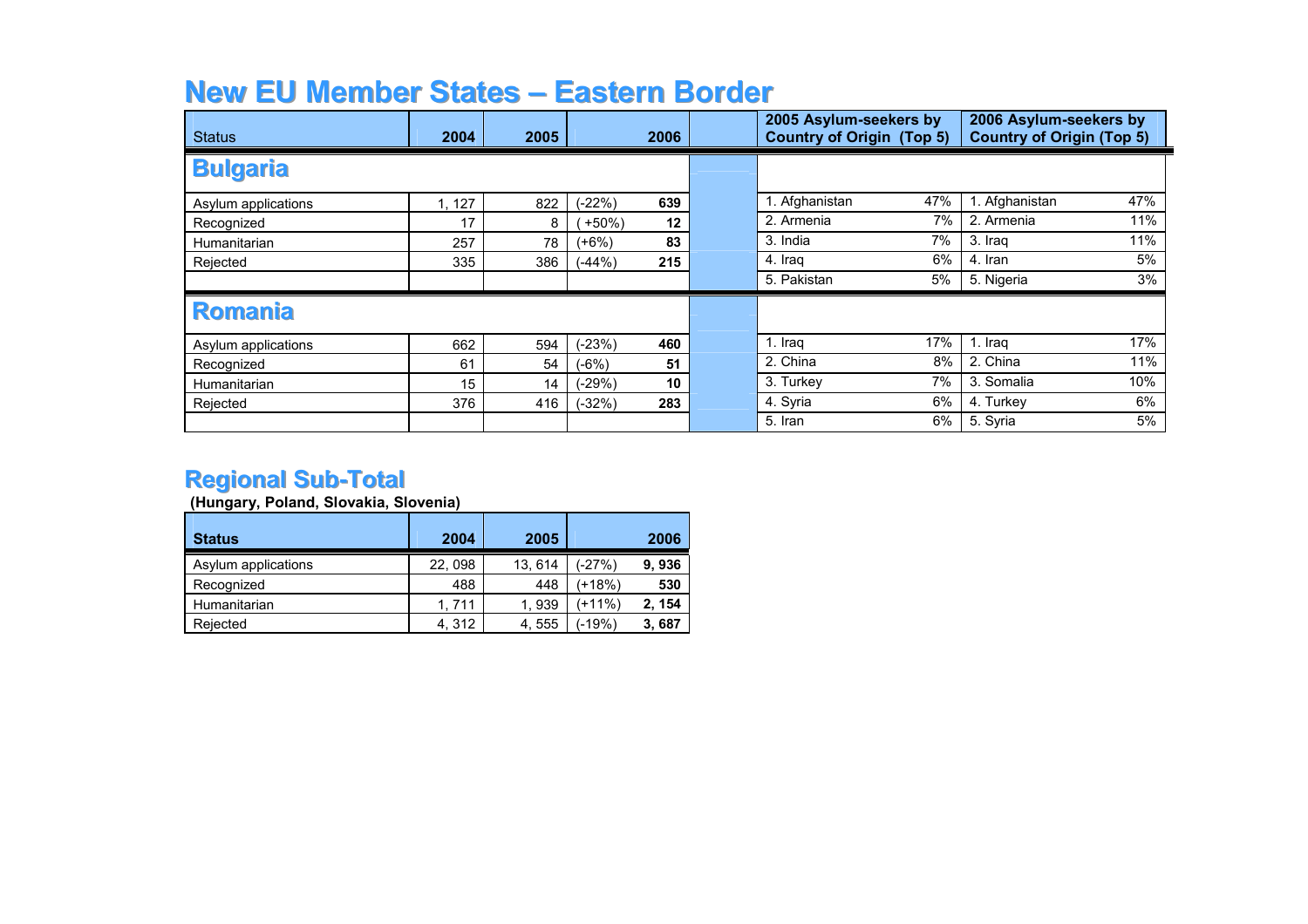# New EU Member States – Eastern Border

| Status | 2004 | 2005 | | 2006 | | 2005 Asylum-seekers by Country of Origin (Top 5) | | 2006 Asylum-seekers by Country of Origin (Top 5) | |
|---|---|---|---|---|---|---|---|---|---|
| **Bulgaria** | | | | | | | | | |
| Asylum applications | 1, 127 | 822 | (-22%) | **639** | | 1. Afghanistan | 47% | 1. Afghanistan | 47% |
| Recognized | 17 | 8 | ( +50%) | **12** | | 2. Armenia | 7% | 2. Armenia | 11% |
| Humanitarian | 257 | 78 | (+6%) | **83** | | 3. India | 7% | 3. Iraq | 11% |
| Rejected | 335 | 386 | (-44%) | **215** | | 4. Iraq | 6% | 4. Iran | 5% |
| | | | | | | 5. Pakistan | 5% | 5. Nigeria | 3% |
| **Romania** | | | | | | | | | |
| Asylum applications | 662 | 594 | (-23%) | **460** | | 1. Iraq | 17% | 1. Iraq | 17% |
| Recognized | 61 | 54 | (-6%) | **51** | | 2. China | 8% | 2. China | 11% |
| Humanitarian | 15 | 14 | (-29%) | **10** | | 3. Turkey | 7% | 3. Somalia | 10% |
| Rejected | 376 | 416 | (-32%) | **283** | | 4. Syria | 6% | 4. Turkey | 6% |
| | | | | | | 5. Iran | 6% | 5. Syria | 5% |

## Regional Sub-Total

**(Hungary, Poland, Slovakia, Slovenia)**

| **Status** | 2004 | 2005 | | 2006 |
|---|---|---|---|---|
| Asylum applications | 22, 098 | 13, 614 | (-27%) | **9, 936** |
| Recognized | 488 | 448 | (+18%) | **530** |
| Humanitarian | 1, 711 | 1, 939 | (+11%) | **2, 154** |
| Rejected | 4, 312 | 4, 555 | (-19%) | **3, 687** |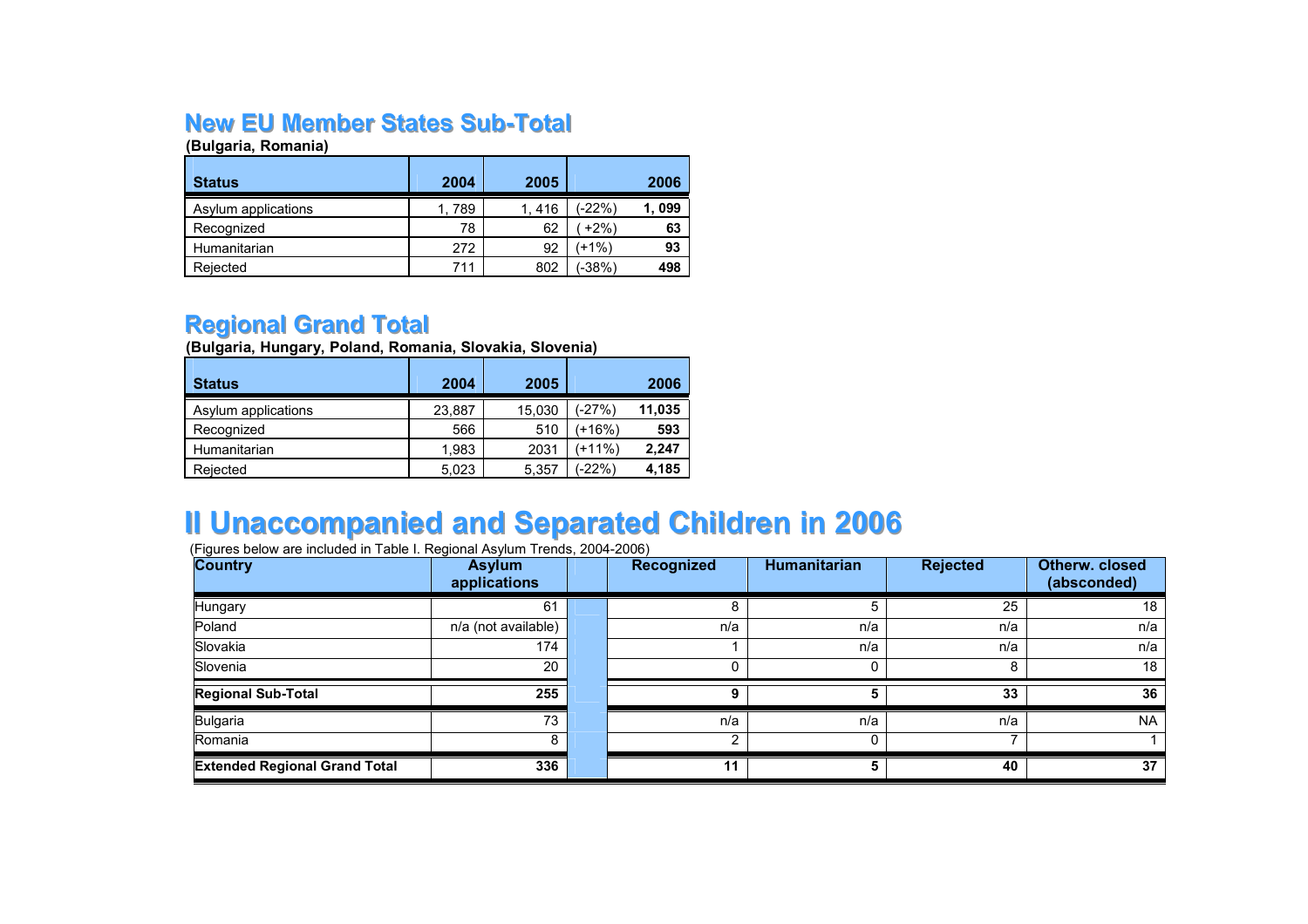## New EU Member States Sub-Total

**(Bulgaria, Romania)**

| Status | 2004 | 2005 | | 2006 |
|---|---|---|---|---|
| Asylum applications | 1, 789 | 1, 416 | (-22%) | **1, 099** |
| Recognized | 78 | 62 | ( +2%) | **63** |
| Humanitarian | 272 | 92 | (+1%) | **93** |
| Rejected | 711 | 802 | (-38%) | **498** |

## Regional Grand Total

**(Bulgaria, Hungary, Poland, Romania, Slovakia, Slovenia)**

| Status | 2004 | 2005 | | 2006 |
|---|---|---|---|---|
| Asylum applications | 23,887 | 15,030 | (-27%) | **11,035** |
| Recognized | 566 | 510 | (+16%) | **593** |
| Humanitarian | 1,983 | 2031 | (+11%) | **2,247** |
| Rejected | 5,023 | 5,357 | (-22%) | **4,185** |

# II Unaccompanied and Separated Children in 2006

(Figures below are included in Table I. Regional Asylum Trends, 2004-2006)

| Country | Asylum applications | | Recognized | Humanitarian | Rejected | Otherw. closed (absconded) |
|---|---|---|---|---|---|---|
| Hungary | 61 | | 8 | 5 | 25 | 18 |
| Poland | n/a (not available) | | n/a | n/a | n/a | n/a |
| Slovakia | 174 | | 1 | n/a | n/a | n/a |
| Slovenia | 20 | | 0 | 0 | 8 | 18 |
| **Regional Sub-Total** | **255** | | **9** | **5** | **33** | **36** |
| Bulgaria | 73 | | n/a | n/a | n/a | NA |
| Romania | 8 | | 2 | 0 | 7 | 1 |
| **Extended Regional Grand Total** | **336** | | **11** | **5** | **40** | **37** |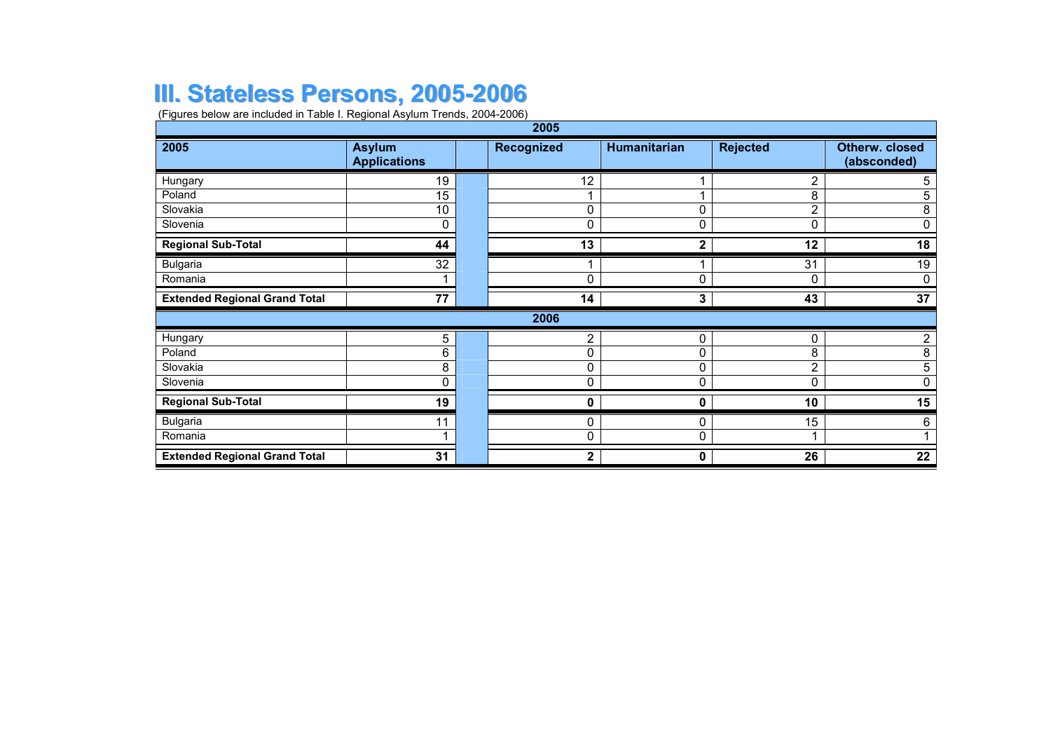# III. Stateless Persons, 2005-2006

(Figures below are included in Table I. Regional Asylum Trends, 2004-2006)

| 2005 | Asylum Applications | | Recognized | Humanitarian | Rejected | Otherw. closed (absconded) |
|---|---|---|---|---|---|---|
| Hungary | 19 | | 12 | 1 | 2 | 5 |
| Poland | 15 | | 1 | 1 | 8 | 5 |
| Slovakia | 10 | | 0 | 0 | 2 | 8 |
| Slovenia | 0 | | 0 | 0 | 0 | 0 |
| **Regional Sub-Total** | **44** | | **13** | **2** | **12** | **18** |
| Bulgaria | 32 | | 1 | 1 | 31 | 19 |
| Romania | 1 | | 0 | 0 | 0 | 0 |
| **Extended Regional Grand Total** | **77** | | **14** | **3** | **43** | **37** |
| **2006** | | | | | | |
| Hungary | 5 | | 2 | 0 | 0 | 2 |
| Poland | 6 | | 0 | 0 | 8 | 8 |
| Slovakia | 8 | | 0 | 0 | 2 | 5 |
| Slovenia | 0 | | 0 | 0 | 0 | 0 |
| **Regional Sub-Total** | **19** | | **0** | **0** | **10** | **15** |
| Bulgaria | 11 | | 0 | 0 | 15 | 6 |
| Romania | 1 | | 0 | 0 | 1 | 1 |
| **Extended Regional Grand Total** | **31** | | **2** | **0** | **26** | **22** |